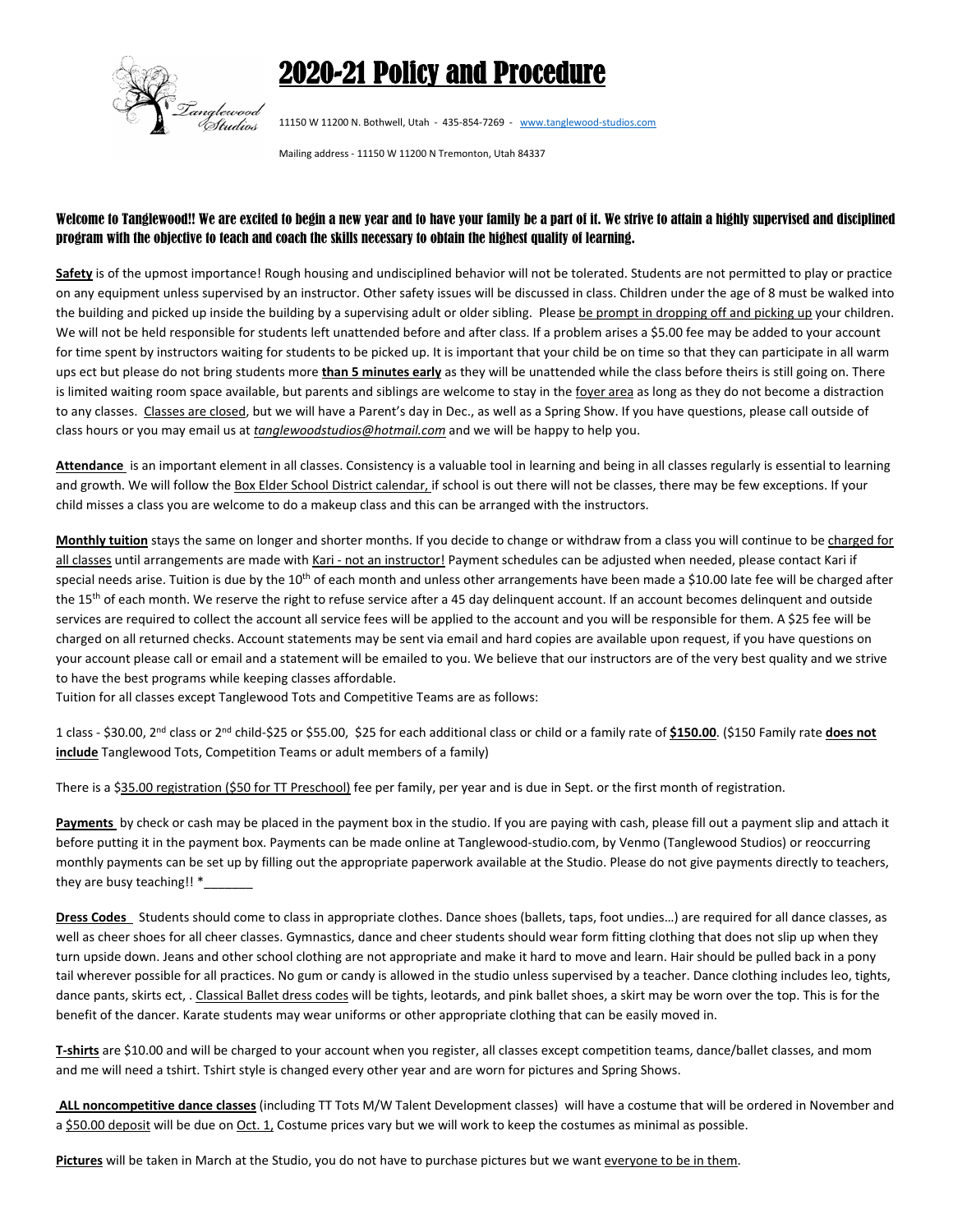# 2020-21 Policy and Procedure

11150 W 11200 N. Bothwell, Utah - 435-854-7269 - www.tanglewood-studios.com

Mailing address - 11150 W 11200 N Tremonton, Utah 84337

**Welcome to Tanglewood!! We are excited to begin a new year and to have your family be a part of it. We strive to attain a highly supervised and disciplined program with the objective to teach and coach the skills necessary to obtain the highest quality of learning.**

**Safety** is of the upmost importance! Rough housing and undisciplined behavior will not be tolerated. Students are not permitted to play or practice on any equipment unless supervised by an instructor. Other safety issues will be discussed in class. Children under the age of 8 must be walked into the building and picked up inside the building by a supervising adult or older sibling. Please be prompt in dropping off and picking up your children. We will not be held responsible for students left unattended before and after class. If a problem arises a $5.00 fee may be added to your account for time spent by instructors waiting for students to be picked up. It is important that your child be on time so that they can participate in all warm ups ect but please do not bring students more **than 5 minutes early** as they will be unattended while the class before theirs is still going on. There is limited waiting room space available, but parents and siblings are welcome to stay in the foyer area as long as they do not become a distraction to any classes. Classes are closed, but we will have a Parent's day in Dec., as well as a Spring Show. If you have questions, please call outside of class hours or you may email us at *tanglewoodstudios@hotmail.com* and we will be happy to help you.

**Attendance** is an important element in all classes. Consistency is a valuable tool in learning and being in all classes regularly is essential to learning and growth. We will follow the Box Elder School District calendar, if school is out there will not be classes, there may be few exceptions. If your child misses a class you are welcome to do a makeup class and this can be arranged with the instructors.

**Monthly tuition** stays the same on longer and shorter months. If you decide to change or withdraw from a class you will continue to be charged for all classes until arrangements are made with Kari - not an instructor! Payment schedules can be adjusted when needed, please contact Kari if special needs arise. Tuition is due by the 10th of each month and unless other arrangements have been made a $10.00 late fee will be charged after the 15th of each month. We reserve the right to refuse service after a 45 day delinquent account. If an account becomes delinquent and outside services are required to collect the account all service fees will be applied to the account and you will be responsible for them. A $25 fee will be charged on all returned checks. Account statements may be sent via email and hard copies are available upon request, if you have questions on your account please call or email and a statement will be emailed to you. We believe that our instructors are of the very best quality and we strive to have the best programs while keeping classes affordable.

Tuition for all classes except Tanglewood Tots and Competitive Teams are as follows:

1 class - $30.00, 2nd class or 2nd child-$25 or $55.00, $25 for each additional class or child or a family rate of **$150.00**. ($150 Family rate **does not include** Tanglewood Tots, Competition Teams or adult members of a family)

There is a $35.00 registration ($50 for TT Preschool) fee per family, per year and is due in Sept. or the first month of registration.

**Payments** by check or cash may be placed in the payment box in the studio. If you are paying with cash, please fill out a payment slip and attach it before putting it in the payment box. Payments can be made online at Tanglewood-studio.com, by Venmo (Tanglewood Studios) or reoccurring monthly payments can be set up by filling out the appropriate paperwork available at the Studio. Please do not give payments directly to teachers, they are busy teaching!! *_______

**Dress Codes** Students should come to class in appropriate clothes. Dance shoes (ballets, taps, foot undies…) are required for all dance classes, as well as cheer shoes for all cheer classes. Gymnastics, dance and cheer students should wear form fitting clothing that does not slip up when they turn upside down. Jeans and other school clothing are not appropriate and make it hard to move and learn. Hair should be pulled back in a pony tail wherever possible for all practices. No gum or candy is allowed in the studio unless supervised by a teacher. Dance clothing includes leo, tights, dance pants, skirts ect, . Classical Ballet dress codes will be tights, leotards, and pink ballet shoes, a skirt may be worn over the top. This is for the benefit of the dancer. Karate students may wear uniforms or other appropriate clothing that can be easily moved in.

**T-shirts** are $10.00 and will be charged to your account when you register, all classes except competition teams, dance/ballet classes, and mom and me will need a tshirt. Tshirt style is changed every other year and are worn for pictures and Spring Shows.

**ALL noncompetitive dance classes** (including TT Tots M/W Talent Development classes) will have a costume that will be ordered in November and a $50.00 deposit will be due on Oct. 1, Costume prices vary but we will work to keep the costumes as minimal as possible.

**Pictures** will be taken in March at the Studio, you do not have to purchase pictures but we want everyone to be in them.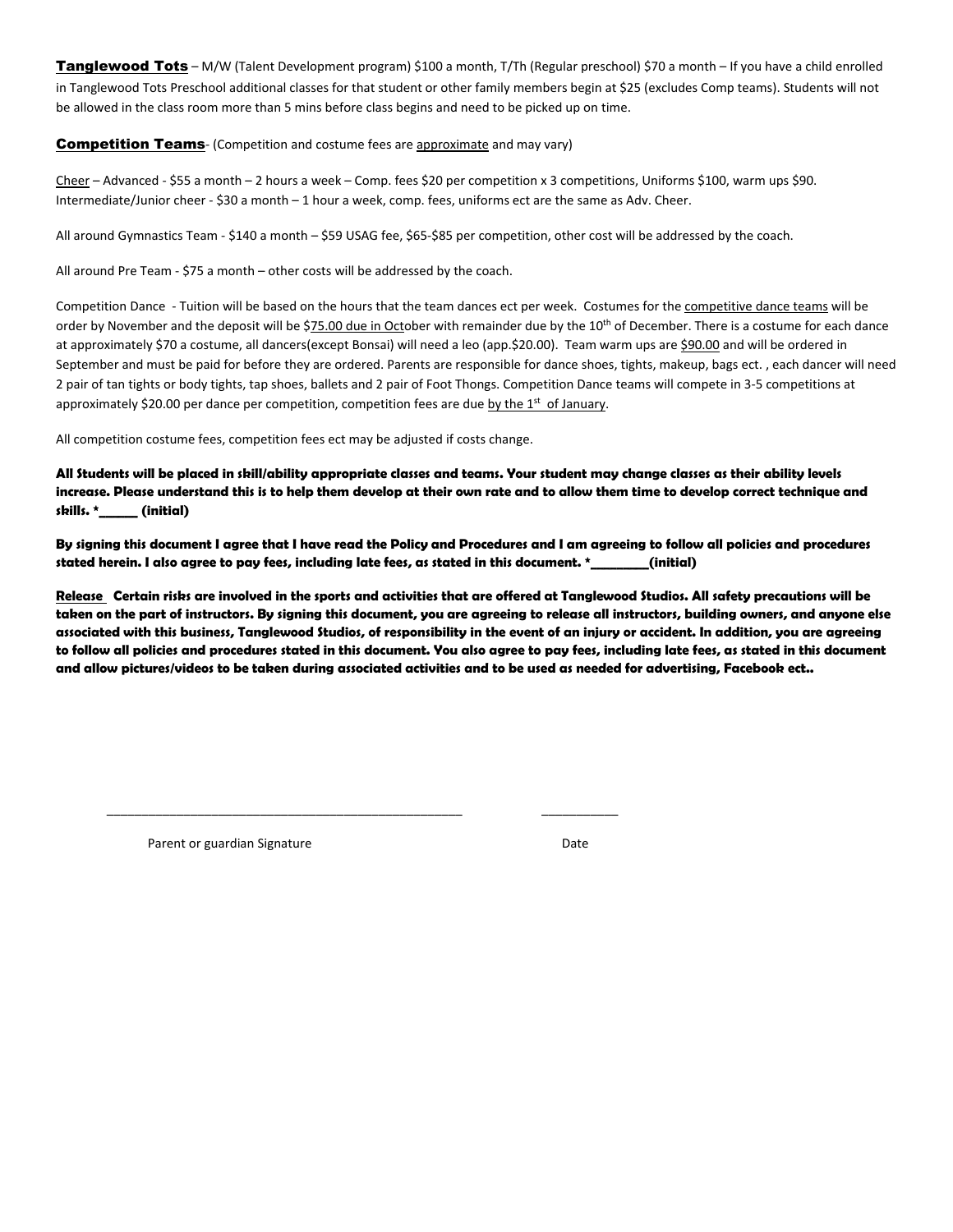**Tanglewood Tots** – M/W (Talent Development program) $100 a month, T/Th (Regular preschool) $70 a month – If you have a child enrolled in Tanglewood Tots Preschool additional classes for that student or other family members begin at $25 (excludes Comp teams). Students will not be allowed in the class room more than 5 mins before class begins and need to be picked up on time.

**Competition Teams**- (Competition and costume fees are approximate and may vary)

Cheer – Advanced - $55 a month – 2 hours a week – Comp. fees $20 per competition x 3 competitions, Uniforms $100, warm ups $90. Intermediate/Junior cheer - $30 a month – 1 hour a week, comp. fees, uniforms ect are the same as Adv. Cheer.

All around Gymnastics Team - $140 a month – $59 USAG fee, $65-$85 per competition, other cost will be addressed by the coach.

All around Pre Team - $75 a month – other costs will be addressed by the coach.

Competition Dance - Tuition will be based on the hours that the team dances ect per week. Costumes for the competitive dance teams will be order by November and the deposit will be $75.00 due in October with remainder due by the 10th of December. There is a costume for each dance at approximately $70 a costume, all dancers(except Bonsai) will need a leo (app.$20.00). Team warm ups are $90.00 and will be ordered in September and must be paid for before they are ordered. Parents are responsible for dance shoes, tights, makeup, bags ect. , each dancer will need 2 pair of tan tights or body tights, tap shoes, ballets and 2 pair of Foot Thongs. Competition Dance teams will compete in 3-5 competitions at approximately $20.00 per dance per competition, competition fees are due by the 1st of January.

All competition costume fees, competition fees ect may be adjusted if costs change.

**All Students will be placed in skill/ability appropriate classes and teams. Your student may change classes as their ability levels increase. Please understand this is to help them develop at their own rate and to allow them time to develop correct technique and skills. *______ (initial)**

**By signing this document I agree that I have read the Policy and Procedures and I am agreeing to follow all policies and procedures stated herein. I also agree to pay fees, including late fees, as stated in this document. *_________(initial)**

**Release Certain risks are involved in the sports and activities that are offered at Tanglewood Studios. All safety precautions will be taken on the part of instructors. By signing this document, you are agreeing to release all instructors, building owners, and anyone else associated with this business, Tanglewood Studios, of responsibility in the event of an injury or accident. In addition, you are agreeing to follow all policies and procedures stated in this document. You also agree to pay fees, including late fees, as stated in this document and allow pictures/videos to be taken during associated activities and to be used as needed for advertising, Facebook ect..**

_______________________________________________ ___________

Parent or guardian Signature Date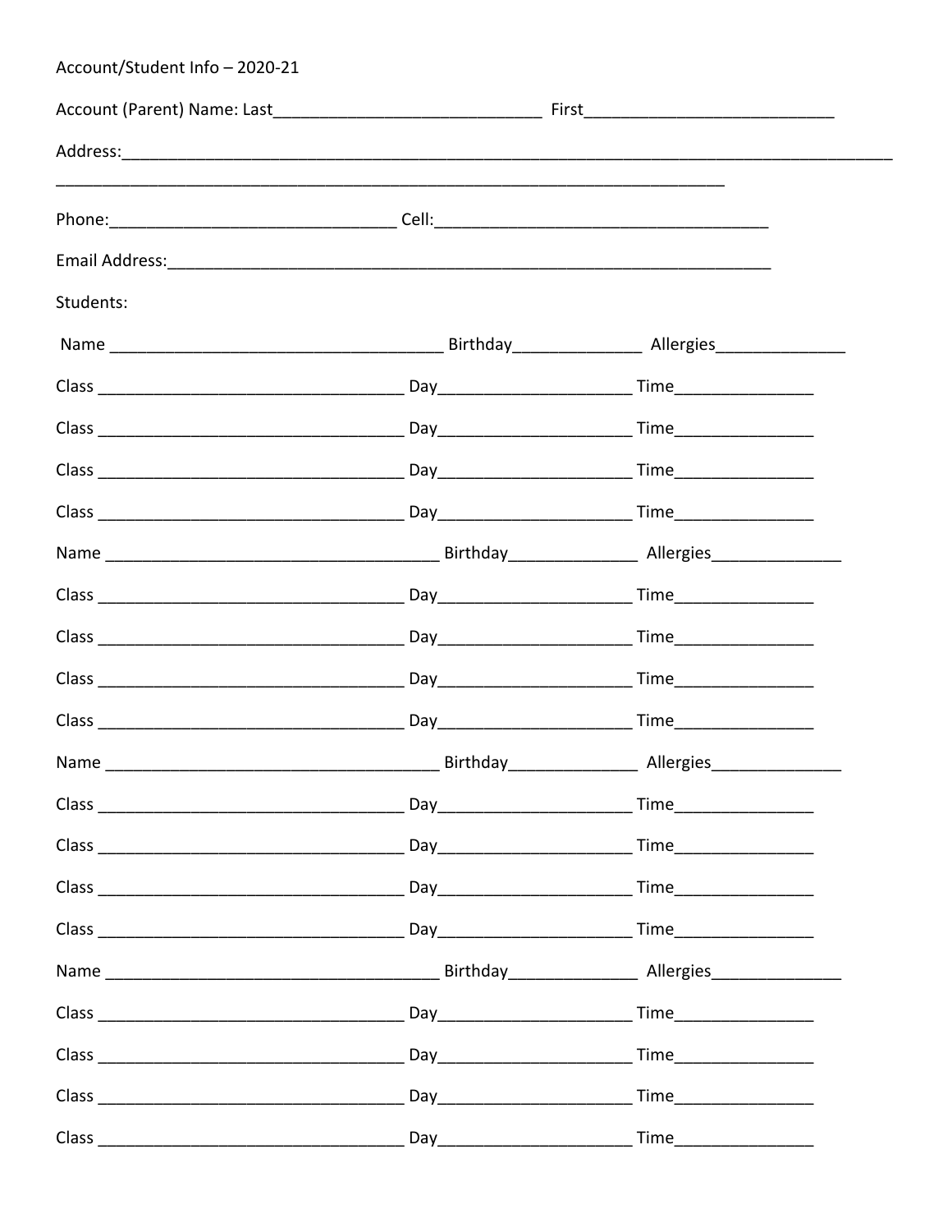Account/Student Info – 2020-21

Account (Parent) Name: Last______________________________ First___________________________

Address:___________________________________________________________________________________________

___________________________________________________________________________

Phone:________________________________ Cell:_____________________________________

Email Address:____________________________________________________________________

Students:

Name _____________________________________ Birthday______________ Allergies______________

Class __________________________________ Day_____________________ Time_______________

Class __________________________________ Day_____________________ Time_______________

Class __________________________________ Day_____________________ Time_______________

Class __________________________________ Day_____________________ Time_______________

Name _____________________________________ Birthday______________ Allergies______________

Class __________________________________ Day_____________________ Time_______________

Class __________________________________ Day_____________________ Time_______________

Class __________________________________ Day_____________________ Time_______________

Class __________________________________ Day_____________________ Time_______________

Name _____________________________________ Birthday______________ Allergies______________

Class __________________________________ Day_____________________ Time_______________

Class __________________________________ Day_____________________ Time_______________

Class __________________________________ Day_____________________ Time_______________

Class __________________________________ Day_____________________ Time_______________

Name _____________________________________ Birthday______________ Allergies______________

Class __________________________________ Day_____________________ Time_______________

Class __________________________________ Day_____________________ Time_______________

Class __________________________________ Day_____________________ Time_______________

Class __________________________________ Day_____________________ Time_______________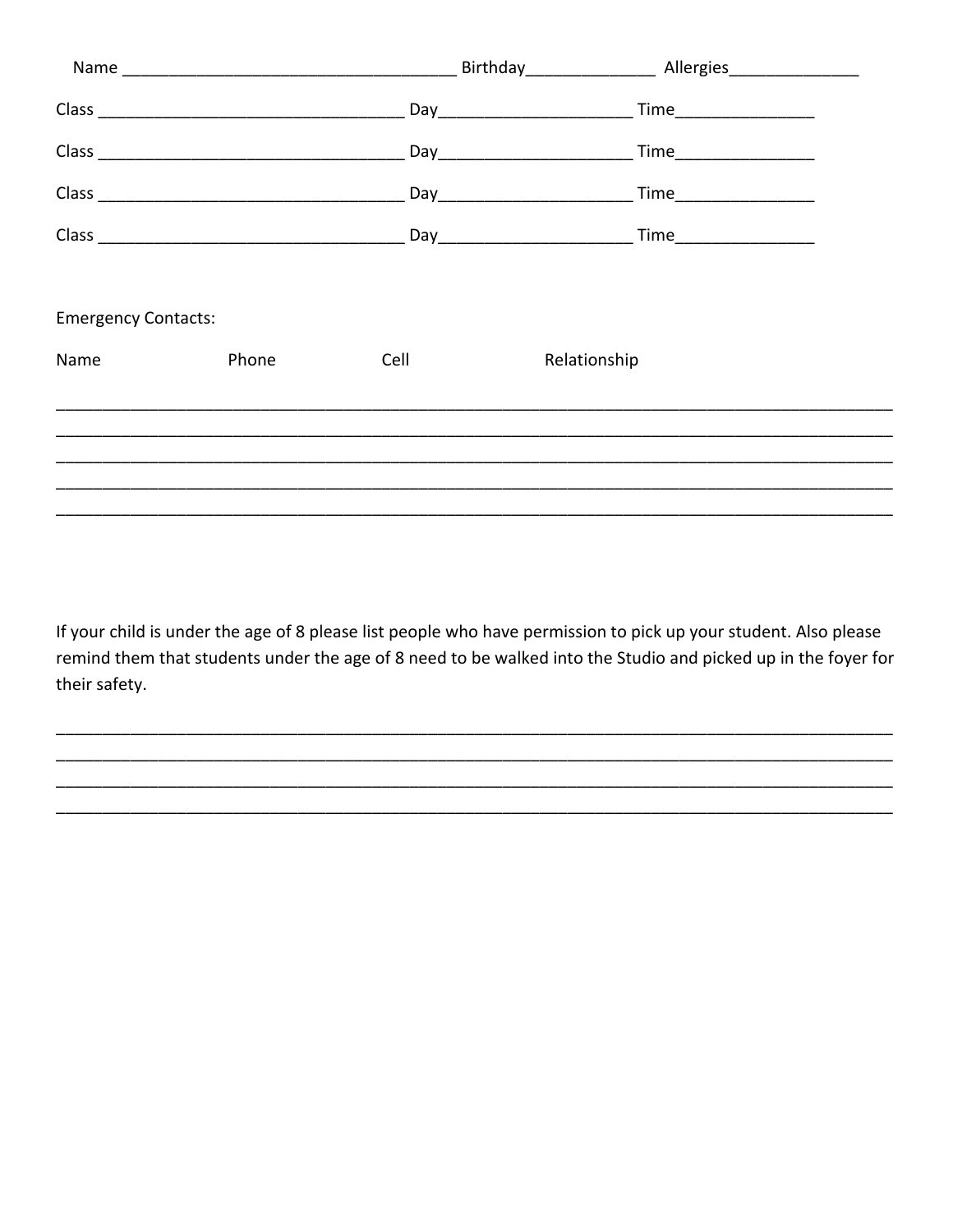Name ___________________________________ Birthday_____________ Allergies______________

Class ________________________________ Day____________________ Time_______________

Class ________________________________ Day____________________ Time_______________

Class ________________________________ Day____________________ Time_______________

Class ________________________________ Day____________________ Time_______________

Emergency Contacts:

| Name | Phone | Cell | Relationship |
|---|---|---|---|
| | | | |
| | | | |
| | | | |
| | | | |
| | | | |

If your child is under the age of 8 please list people who have permission to pick up your student. Also please remind them that students under the age of 8 need to be walked into the Studio and picked up in the foyer for their safety.

_____________________________________________________________________________________

_____________________________________________________________________________________

_____________________________________________________________________________________

_____________________________________________________________________________________